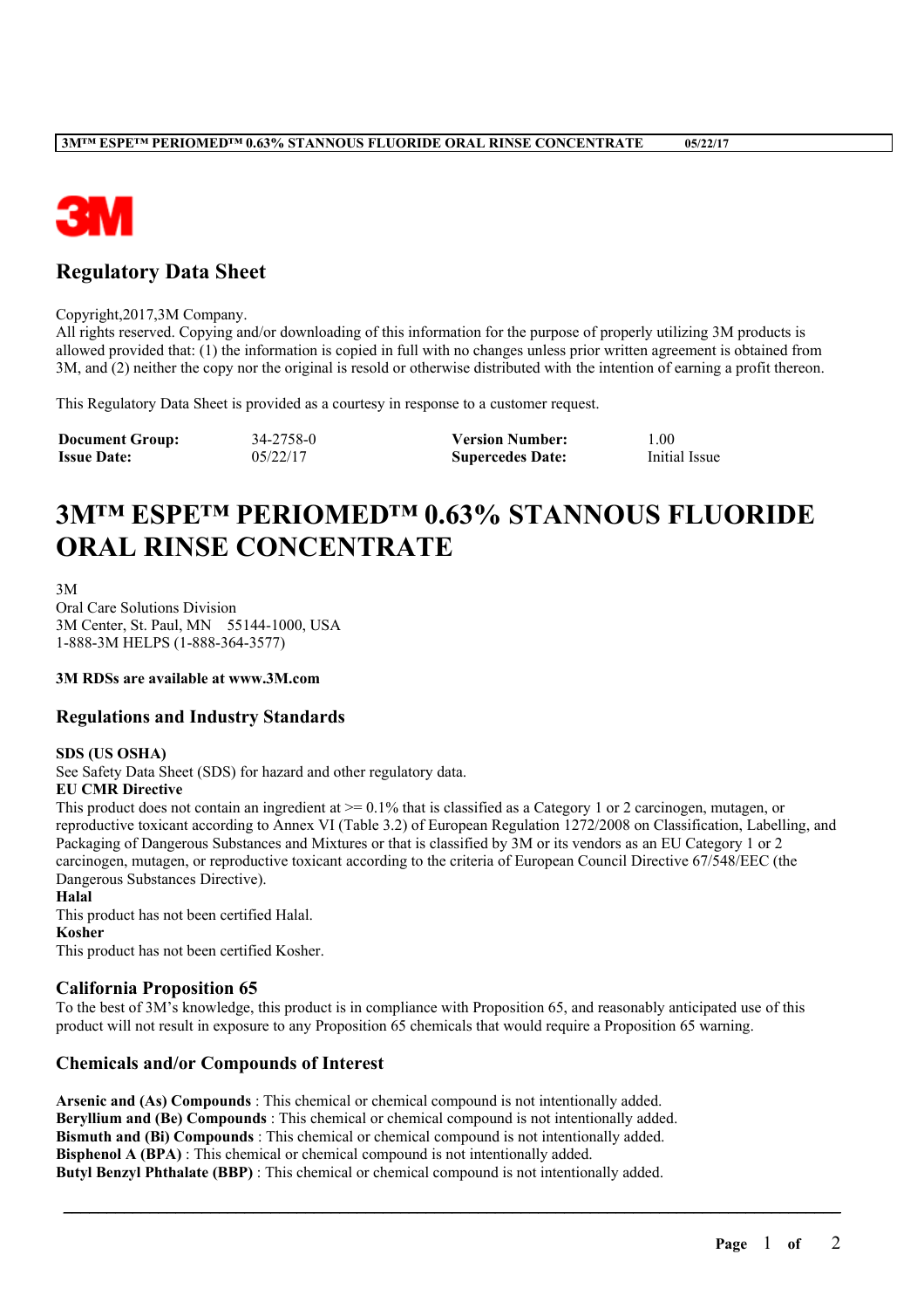## Regulatory Data Sheet

Copyright,2017,3M Company.
All rights reserved. Copying and/or downloading of this information for the purpose of properly utilizing 3M products is allowed provided that: (1) the information is copied in full with no changes unless prior written agreement is obtained from 3M, and (2) neither the copy nor the original is resold or otherwise distributed with the intention of earning a profit thereon.

This Regulatory Data Sheet is provided as a courtesy in response to a customer request.

| **Document Group:** | 34-2758-0 | **Version Number:** | 1.00 |
|---|---|---|---|
| **Issue Date:** | 05/22/17 | **Supercedes Date:** | Initial Issue |

# 3M™ ESPE™ PERIOMED™ 0.63% STANNOUS FLUORIDE ORAL RINSE CONCENTRATE

3M
Oral Care Solutions Division
3M Center, St. Paul, MN 55144-1000, USA
1-888-3M HELPS (1-888-364-3577)

**3M RDSs are available at www.3M.com**

## Regulations and Industry Standards

**SDS (US OSHA)**
See Safety Data Sheet (SDS) for hazard and other regulatory data.
**EU CMR Directive**
This product does not contain an ingredient at >= 0.1% that is classified as a Category 1 or 2 carcinogen, mutagen, or reproductive toxicant according to Annex VI (Table 3.2) of European Regulation 1272/2008 on Classification, Labelling, and Packaging of Dangerous Substances and Mixtures or that is classified by 3M or its vendors as an EU Category 1 or 2 carcinogen, mutagen, or reproductive toxicant according to the criteria of European Council Directive 67/548/EEC (the Dangerous Substances Directive).
**Halal**
This product has not been certified Halal.
**Kosher**
This product has not been certified Kosher.

## California Proposition 65

To the best of 3M's knowledge, this product is in compliance with Proposition 65, and reasonably anticipated use of this product will not result in exposure to any Proposition 65 chemicals that would require a Proposition 65 warning.

## Chemicals and/or Compounds of Interest

**Arsenic and (As) Compounds** : This chemical or chemical compound is not intentionally added.
**Beryllium and (Be) Compounds** : This chemical or chemical compound is not intentionally added.
**Bismuth and (Bi) Compounds** : This chemical or chemical compound is not intentionally added.
**Bisphenol A (BPA)** : This chemical or chemical compound is not intentionally added.
**Butyl Benzyl Phthalate (BBP)** : This chemical or chemical compound is not intentionally added.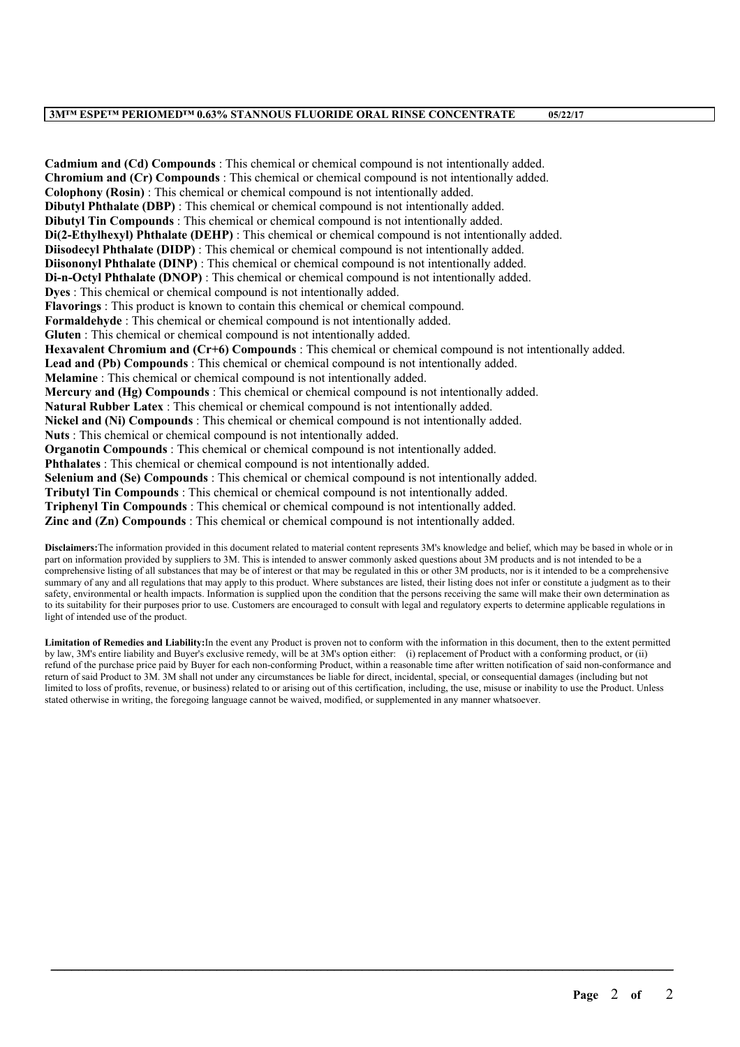**Cadmium and (Cd) Compounds** : This chemical or chemical compound is not intentionally added.
**Chromium and (Cr) Compounds** : This chemical or chemical compound is not intentionally added.
**Colophony (Rosin)** : This chemical or chemical compound is not intentionally added.
**Dibutyl Phthalate (DBP)** : This chemical or chemical compound is not intentionally added.
**Dibutyl Tin Compounds** : This chemical or chemical compound is not intentionally added.
**Di(2-Ethylhexyl) Phthalate (DEHP)** : This chemical or chemical compound is not intentionally added.
**Diisodecyl Phthalate (DIDP)** : This chemical or chemical compound is not intentionally added.
**Diisononyl Phthalate (DINP)** : This chemical or chemical compound is not intentionally added.
**Di-n-Octyl Phthalate (DNOP)** : This chemical or chemical compound is not intentionally added.
**Dyes** : This chemical or chemical compound is not intentionally added.
**Flavorings** : This product is known to contain this chemical or chemical compound.
**Formaldehyde** : This chemical or chemical compound is not intentionally added.
**Gluten** : This chemical or chemical compound is not intentionally added.
**Hexavalent Chromium and (Cr+6) Compounds** : This chemical or chemical compound is not intentionally added.
**Lead and (Pb) Compounds** : This chemical or chemical compound is not intentionally added.
**Melamine** : This chemical or chemical compound is not intentionally added.
**Mercury and (Hg) Compounds** : This chemical or chemical compound is not intentionally added.
**Natural Rubber Latex** : This chemical or chemical compound is not intentionally added.
**Nickel and (Ni) Compounds** : This chemical or chemical compound is not intentionally added.
**Nuts** : This chemical or chemical compound is not intentionally added.
**Organotin Compounds** : This chemical or chemical compound is not intentionally added.
**Phthalates** : This chemical or chemical compound is not intentionally added.
**Selenium and (Se) Compounds** : This chemical or chemical compound is not intentionally added.
**Tributyl Tin Compounds** : This chemical or chemical compound is not intentionally added.
**Triphenyl Tin Compounds** : This chemical or chemical compound is not intentionally added.
**Zinc and (Zn) Compounds** : This chemical or chemical compound is not intentionally added.

**Disclaimers:**The information provided in this document related to material content represents 3M's knowledge and belief, which may be based in whole or in part on information provided by suppliers to 3M. This is intended to answer commonly asked questions about 3M products and is not intended to be a comprehensive listing of all substances that may be of interest or that may be regulated in this or other 3M products, nor is it intended to be a comprehensive summary of any and all regulations that may apply to this product. Where substances are listed, their listing does not infer or constitute a judgment as to their safety, environmental or health impacts. Information is supplied upon the condition that the persons receiving the same will make their own determination as to its suitability for their purposes prior to use. Customers are encouraged to consult with legal and regulatory experts to determine applicable regulations in light of intended use of the product.

**Limitation of Remedies and Liability:**In the event any Product is proven not to conform with the information in this document, then to the extent permitted by law, 3M's entire liability and Buyer's exclusive remedy, will be at 3M's option either: (i) replacement of Product with a conforming product, or (ii) refund of the purchase price paid by Buyer for each non-conforming Product, within a reasonable time after written notification of said non-conformance and return of said Product to 3M. 3M shall not under any circumstances be liable for direct, incidental, special, or consequential damages (including but not limited to loss of profits, revenue, or business) related to or arising out of this certification, including, the use, misuse or inability to use the Product. Unless stated otherwise in writing, the foregoing language cannot be waived, modified, or supplemented in any manner whatsoever.